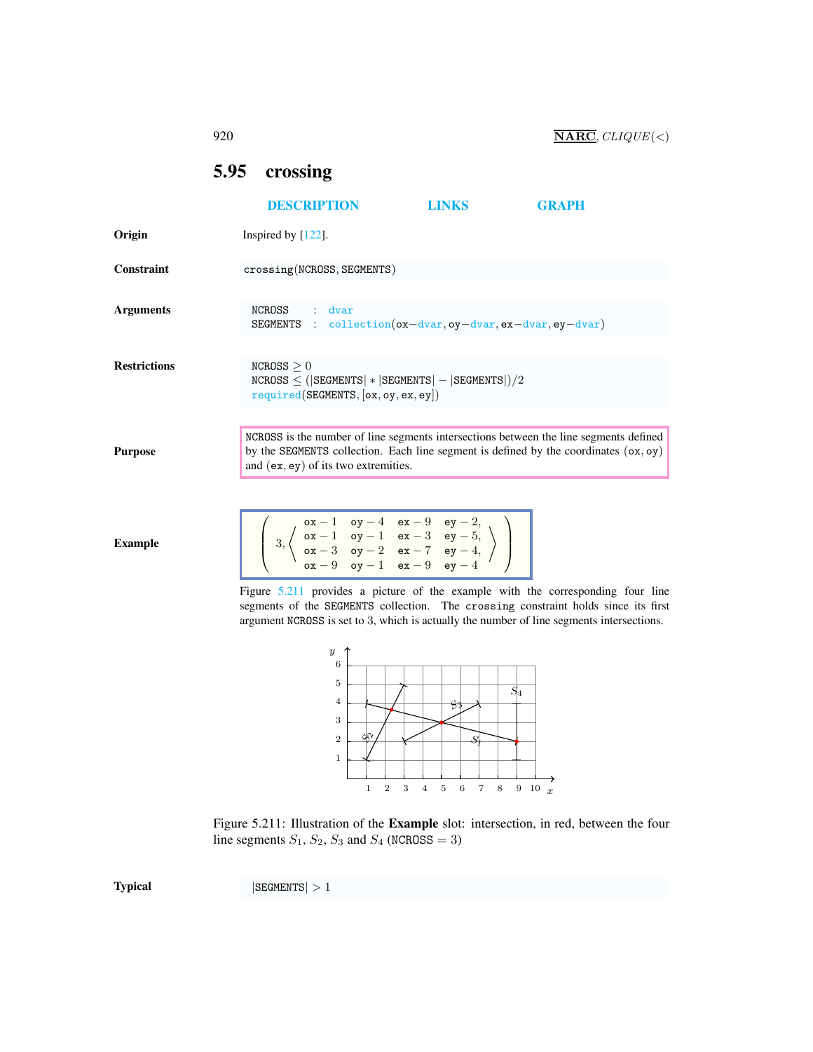# 5.95 crossing

DESCRIPTION LINKS GRAPH

**Origin**

Inspired by [122].

**Constraint**

crossing(NCROSS, SEGMENTS)

**Arguments**

NCROSS : dvar
SEGMENTS : collection(ox−dvar, oy−dvar, ex−dvar, ey−dvar)

**Restrictions**

NCROSS ≥ 0
NCROSS ≤ (|SEGMENTS| ∗ |SEGMENTS| − |SEGMENTS|)/2
required(SEGMENTS, [ox, oy, ex, ey])

**Purpose**

NCROSS is the number of line segments intersections between the line segments defined by the SEGMENTS collection. Each line segment is defined by the coordinates (ox, oy) and (ex, ey) of its two extremities.

**Example**

$$\left(3, \left\langle \begin{array}{llll} \texttt{ox}-1 & \texttt{oy}-4 & \texttt{ex}-9 & \texttt{ey}-2, \\ \texttt{ox}-1 & \texttt{oy}-1 & \texttt{ex}-3 & \texttt{ey}-5, \\ \texttt{ox}-3 & \texttt{oy}-2 & \texttt{ex}-7 & \texttt{ey}-4, \\ \texttt{ox}-9 & \texttt{oy}-1 & \texttt{ex}-9 & \texttt{ey}-4 \end{array} \right\rangle \right)$$

Figure 5.211 provides a picture of the example with the corresponding four line segments of the SEGMENTS collection. The crossing constraint holds since its first argument NCROSS is set to 3, which is actually the number of line segments intersections.

Figure 5.211: Illustration of the **Example** slot: intersection, in red, between the four line segments $S_1$, $S_2$, $S_3$ and $S_4$ (NCROSS = 3)

**Typical**

|SEGMENTS| > 1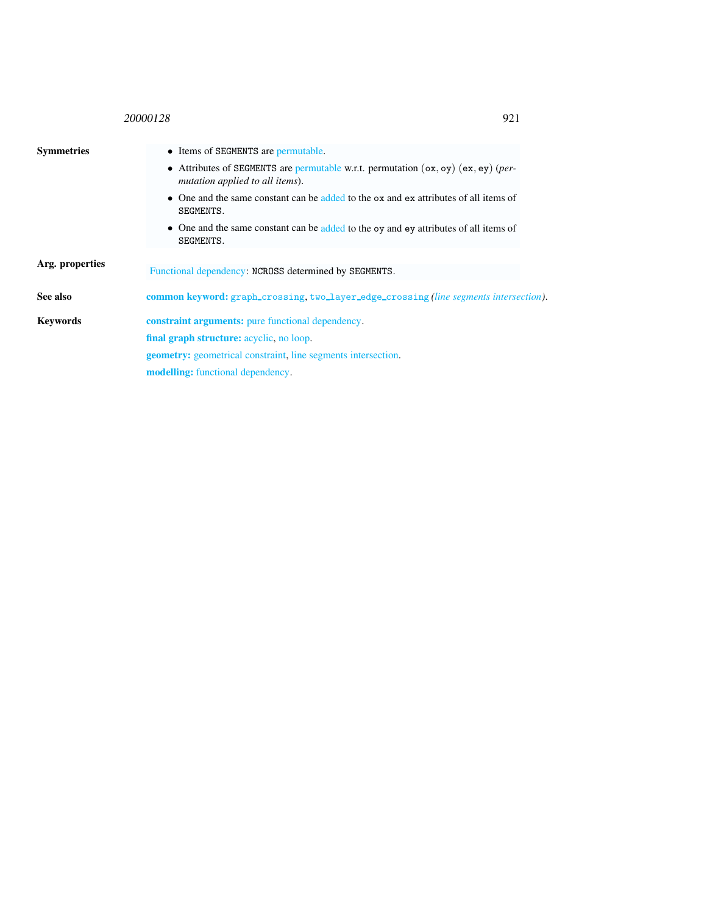**Symmetries**

- Items of SEGMENTS are permutable.
- Attributes of SEGMENTS are permutable w.r.t. permutation (ox, oy) (ex, ey) (*permutation applied to all items*).
- One and the same constant can be added to the ox and ex attributes of all items of SEGMENTS.
- One and the same constant can be added to the oy and ey attributes of all items of SEGMENTS.

**Arg. properties**

Functional dependency: NCROSS determined by SEGMENTS.

**See also**

**common keyword:** graph_crossing, two_layer_edge_crossing *(line segments intersection)*.

**Keywords**

**constraint arguments:** pure functional dependency.

**final graph structure:** acyclic, no loop.

**geometry:** geometrical constraint, line segments intersection.

**modelling:** functional dependency.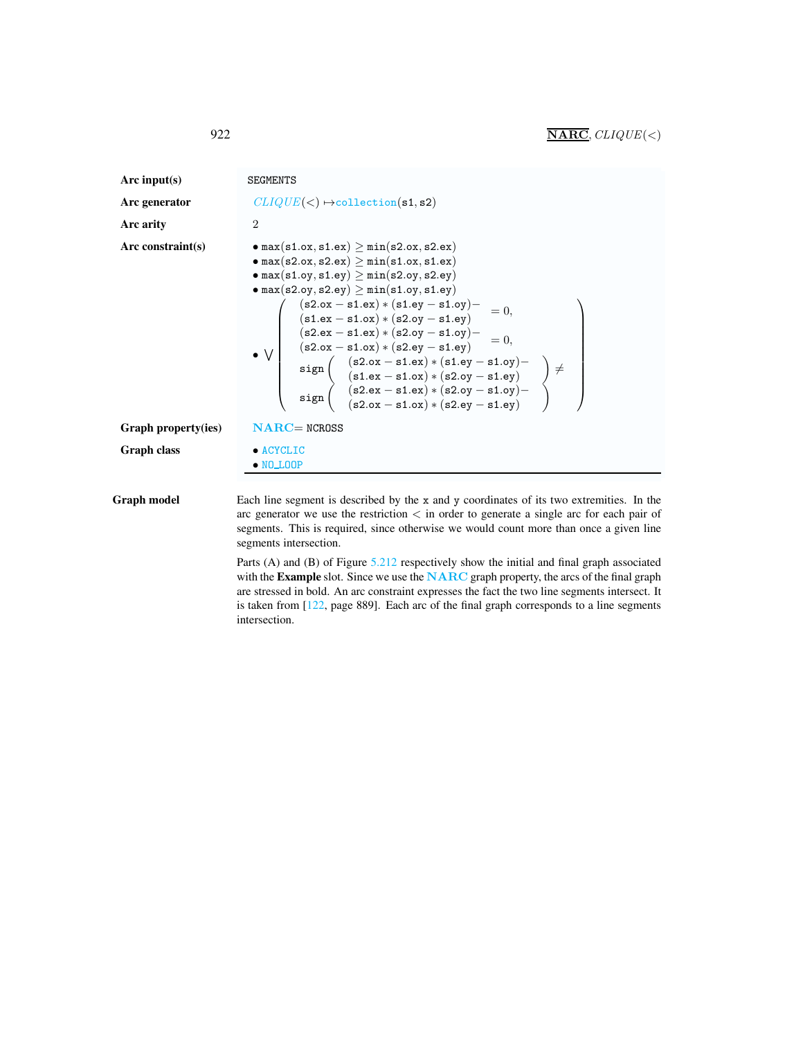| | |
|---|---|
| **Arc input(s)** | SEGMENTS |
| **Arc generator** | *CLIQUE*$(<)$ $\mapsto$ collection(s1, s2) |
| **Arc arity** | 2 |
| **Arc constraint(s)** | • $\max(\texttt{s1.ox}, \texttt{s1.ex}) \geq \min(\texttt{s2.ox}, \texttt{s2.ex})$<br>• $\max(\texttt{s2.ox}, \texttt{s2.ex}) \geq \min(\texttt{s1.ox}, \texttt{s1.ex})$<br>• $\max(\texttt{s1.oy}, \texttt{s1.ey}) \geq \min(\texttt{s2.oy}, \texttt{s2.ey})$<br>• $\max(\texttt{s2.oy}, \texttt{s2.ey}) \geq \min(\texttt{s1.oy}, \texttt{s1.ey})$<br>• $\bigvee \left( \begin{array}{l} \begin{array}{l}(\texttt{s2.ox} - \texttt{s1.ex}) * (\texttt{s1.ey} - \texttt{s1.oy}) - \\ (\texttt{s1.ex} - \texttt{s1.ox}) * (\texttt{s2.oy} - \texttt{s1.ey})\end{array} = 0, \\ \begin{array}{l}(\texttt{s2.ex} - \texttt{s1.ex}) * (\texttt{s2.oy} - \texttt{s1.oy}) - \\ (\texttt{s2.ox} - \texttt{s1.ox}) * (\texttt{s2.ey} - \texttt{s1.ey})\end{array} = 0, \\ \begin{array}{l} \texttt{sign}\left(\begin{array}{l}(\texttt{s2.ox} - \texttt{s1.ex}) * (\texttt{s1.ey} - \texttt{s1.oy}) - \\ (\texttt{s1.ex} - \texttt{s1.ox}) * (\texttt{s2.oy} - \texttt{s1.ey})\end{array}\right) \\ \texttt{sign}\left(\begin{array}{l}(\texttt{s2.ex} - \texttt{s1.ex}) * (\texttt{s2.oy} - \texttt{s1.oy}) - \\ (\texttt{s2.ox} - \texttt{s1.ox}) * (\texttt{s2.ey} - \texttt{s1.ey})\end{array}\right) \end{array} \neq \end{array} \right)$ |
| **Graph property(ies)** | **NARC** = NCROSS |
| **Graph class** | • ACYCLIC<br>• NO_LOOP |

**Graph model**

Each line segment is described by the x and y coordinates of its two extremities. In the arc generator we use the restriction $<$ in order to generate a single arc for each pair of segments. This is required, since otherwise we would count more than once a given line segments intersection.

Parts (A) and (B) of Figure 5.212 respectively show the initial and final graph associated with the **Example** slot. Since we use the **NARC** graph property, the arcs of the final graph are stressed in bold. An arc constraint expresses the fact the two line segments intersect. It is taken from [122, page 889]. Each arc of the final graph corresponds to a line segments intersection.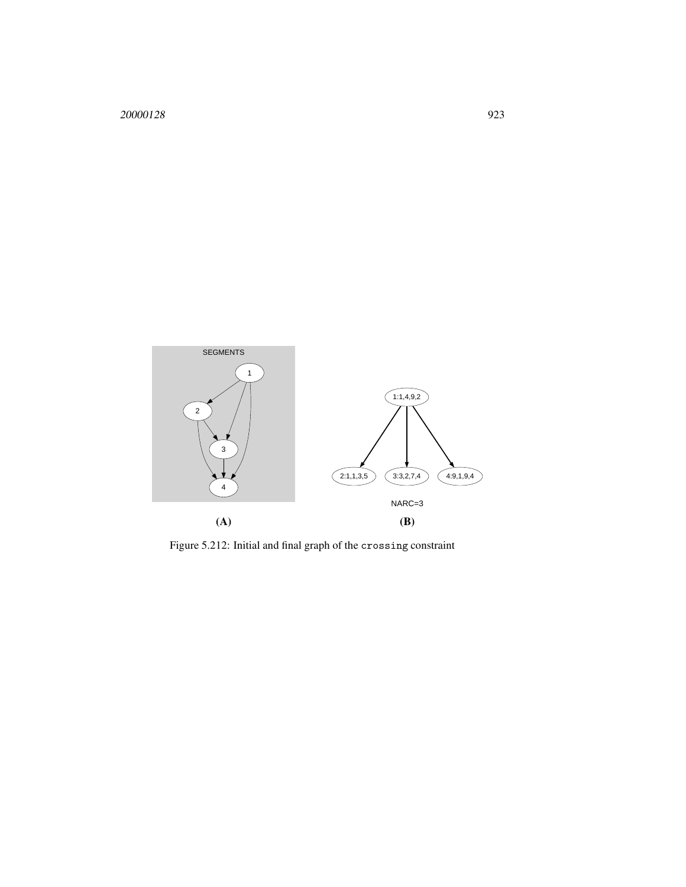SEGMENTS

1

2

3

4

1:1,4,9,2

2:1,1,3,5

3:3,2,7,4

4:9,1,9,4

NARC=3

**(A)**

**(B)**

Figure 5.212: Initial and final graph of the `crossing` constraint